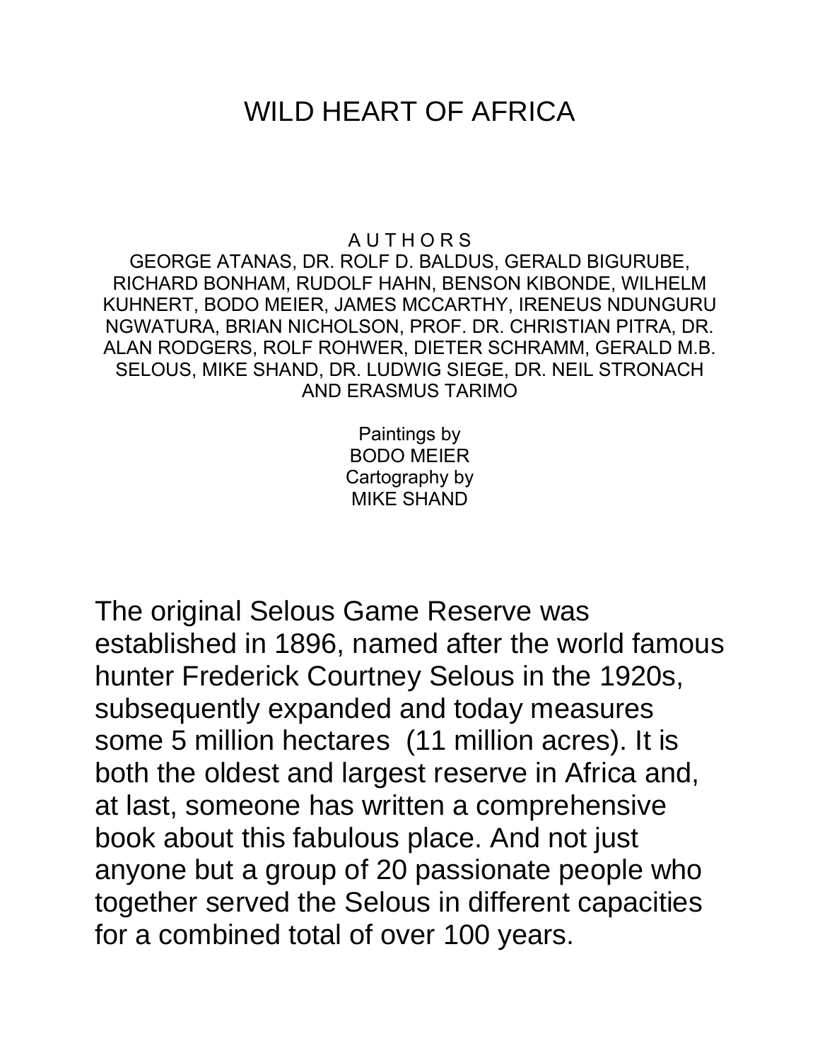# WILD HEART OF AFRICA

A U T H O R S

GEORGE ATANAS, DR. ROLF D. BALDUS, GERALD BIGURUBE, RICHARD BONHAM, RUDOLF HAHN, BENSON KIBONDE, WILHELM KUHNERT, BODO MEIER, JAMES MCCARTHY, IRENEUS NDUNGURU NGWATURA, BRIAN NICHOLSON, PROF. DR. CHRISTIAN PITRA, DR. ALAN RODGERS, ROLF ROHWER, DIETER SCHRAMM, GERALD M.B. SELOUS, MIKE SHAND, DR. LUDWIG SIEGE, DR. NEIL STRONACH AND ERASMUS TARIMO

Paintings by
BODO MEIER
Cartography by
MIKE SHAND

The original Selous Game Reserve was established in 1896, named after the world famous hunter Frederick Courtney Selous in the 1920s, subsequently expanded and today measures some 5 million hectares (11 million acres). It is both the oldest and largest reserve in Africa and, at last, someone has written a comprehensive book about this fabulous place. And not just anyone but a group of 20 passionate people who together served the Selous in different capacities for a combined total of over 100 years.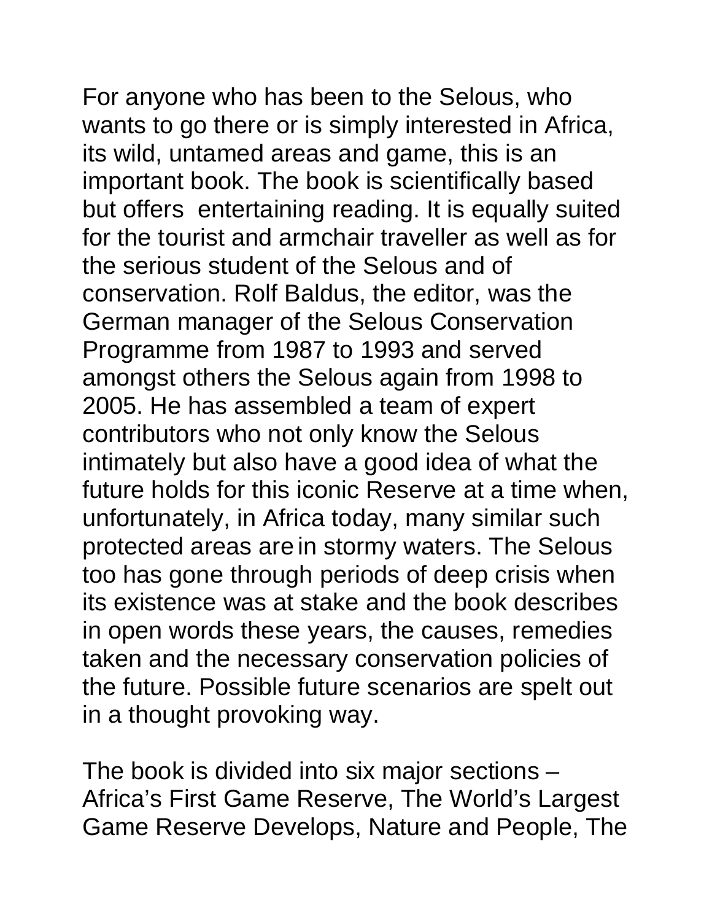For anyone who has been to the Selous, who wants to go there or is simply interested in Africa, its wild, untamed areas and game, this is an important book. The book is scientifically based but offers entertaining reading. It is equally suited for the tourist and armchair traveller as well as for the serious student of the Selous and of conservation. Rolf Baldus, the editor, was the German manager of the Selous Conservation Programme from 1987 to 1993 and served amongst others the Selous again from 1998 to 2005. He has assembled a team of expert contributors who not only know the Selous intimately but also have a good idea of what the future holds for this iconic Reserve at a time when, unfortunately, in Africa today, many similar such protected areas are in stormy waters. The Selous too has gone through periods of deep crisis when its existence was at stake and the book describes in open words these years, the causes, remedies taken and the necessary conservation policies of the future. Possible future scenarios are spelt out in a thought provoking way.

The book is divided into six major sections – Africa's First Game Reserve, The World's Largest Game Reserve Develops, Nature and People, The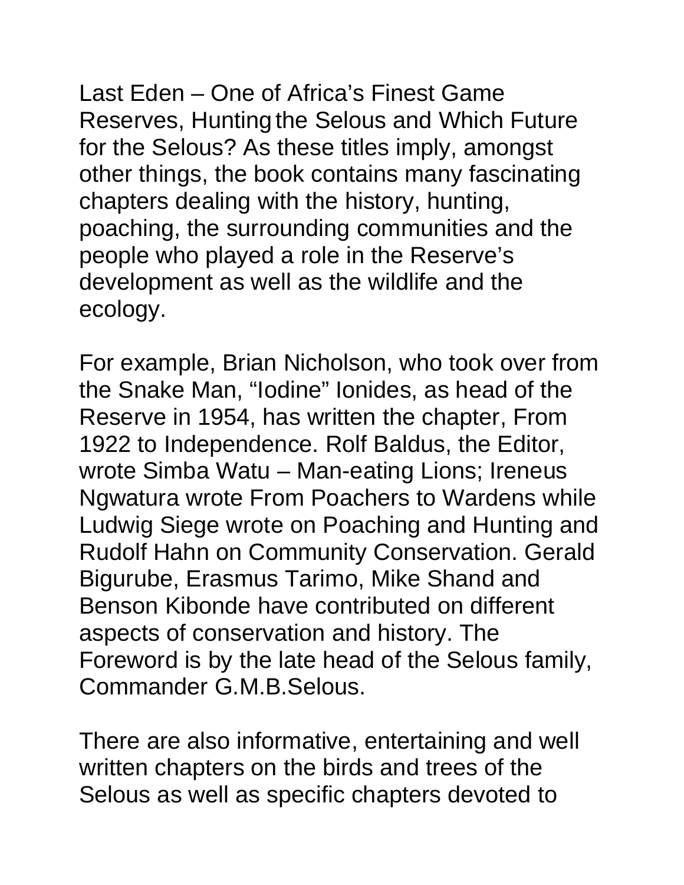Last Eden – One of Africa's Finest Game Reserves, Hunting the Selous and Which Future for the Selous? As these titles imply, amongst other things, the book contains many fascinating chapters dealing with the history, hunting, poaching, the surrounding communities and the people who played a role in the Reserve's development as well as the wildlife and the ecology.

For example, Brian Nicholson, who took over from the Snake Man, "Iodine" Ionides, as head of the Reserve in 1954, has written the chapter, From 1922 to Independence. Rolf Baldus, the Editor, wrote Simba Watu – Man-eating Lions; Ireneus Ngwatura wrote From Poachers to Wardens while Ludwig Siege wrote on Poaching and Hunting and Rudolf Hahn on Community Conservation. Gerald Bigurube, Erasmus Tarimo, Mike Shand and Benson Kibonde have contributed on different aspects of conservation and history. The Foreword is by the late head of the Selous family, Commander G.M.B.Selous.

There are also informative, entertaining and well written chapters on the birds and trees of the Selous as well as specific chapters devoted to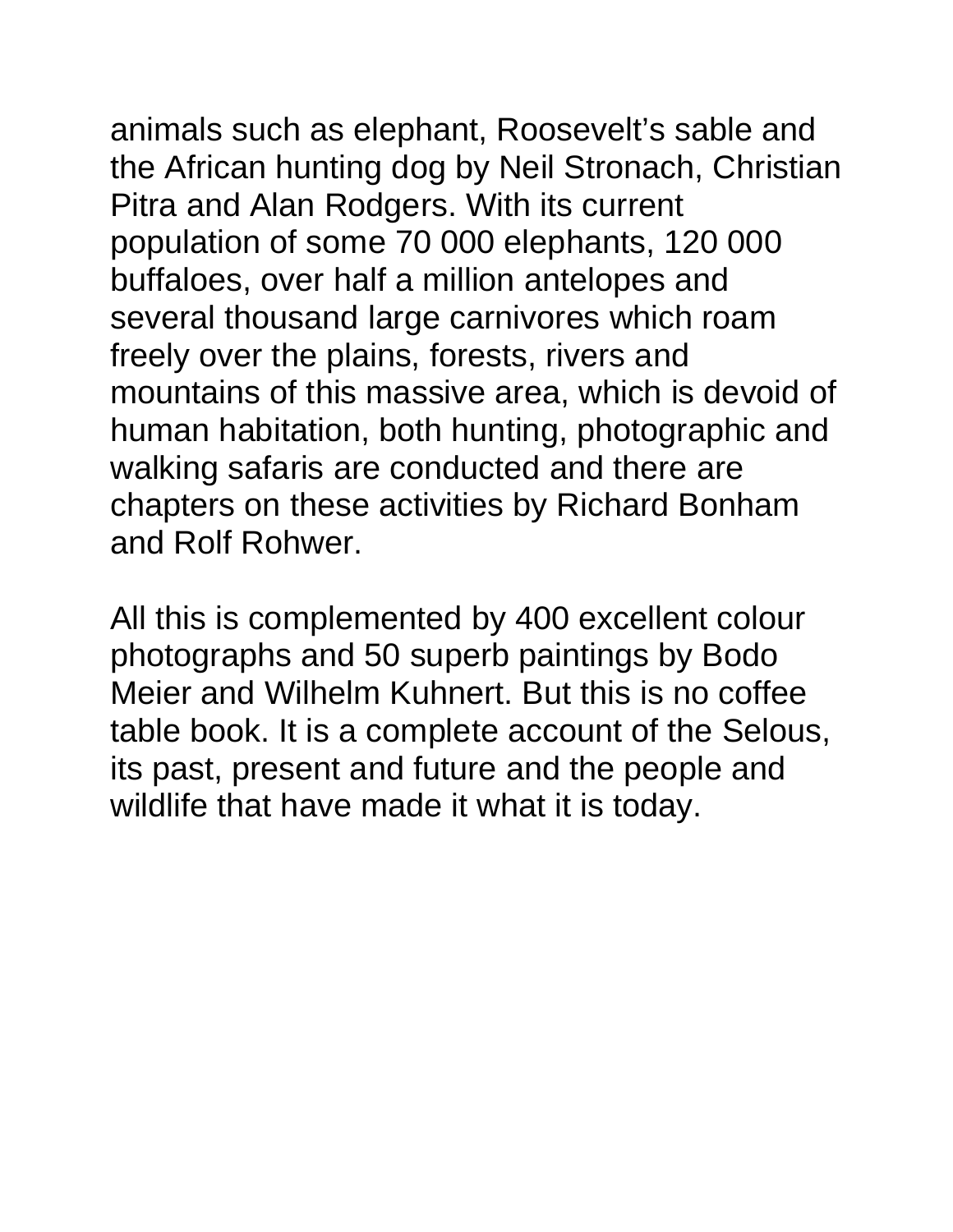animals such as elephant, Roosevelt's sable and the African hunting dog by Neil Stronach, Christian Pitra and Alan Rodgers. With its current population of some 70 000 elephants, 120 000 buffaloes, over half a million antelopes and several thousand large carnivores which roam freely over the plains, forests, rivers and mountains of this massive area, which is devoid of human habitation, both hunting, photographic and walking safaris are conducted and there are chapters on these activities by Richard Bonham and Rolf Rohwer.

All this is complemented by 400 excellent colour photographs and 50 superb paintings by Bodo Meier and Wilhelm Kuhnert. But this is no coffee table book. It is a complete account of the Selous, its past, present and future and the people and wildlife that have made it what it is today.